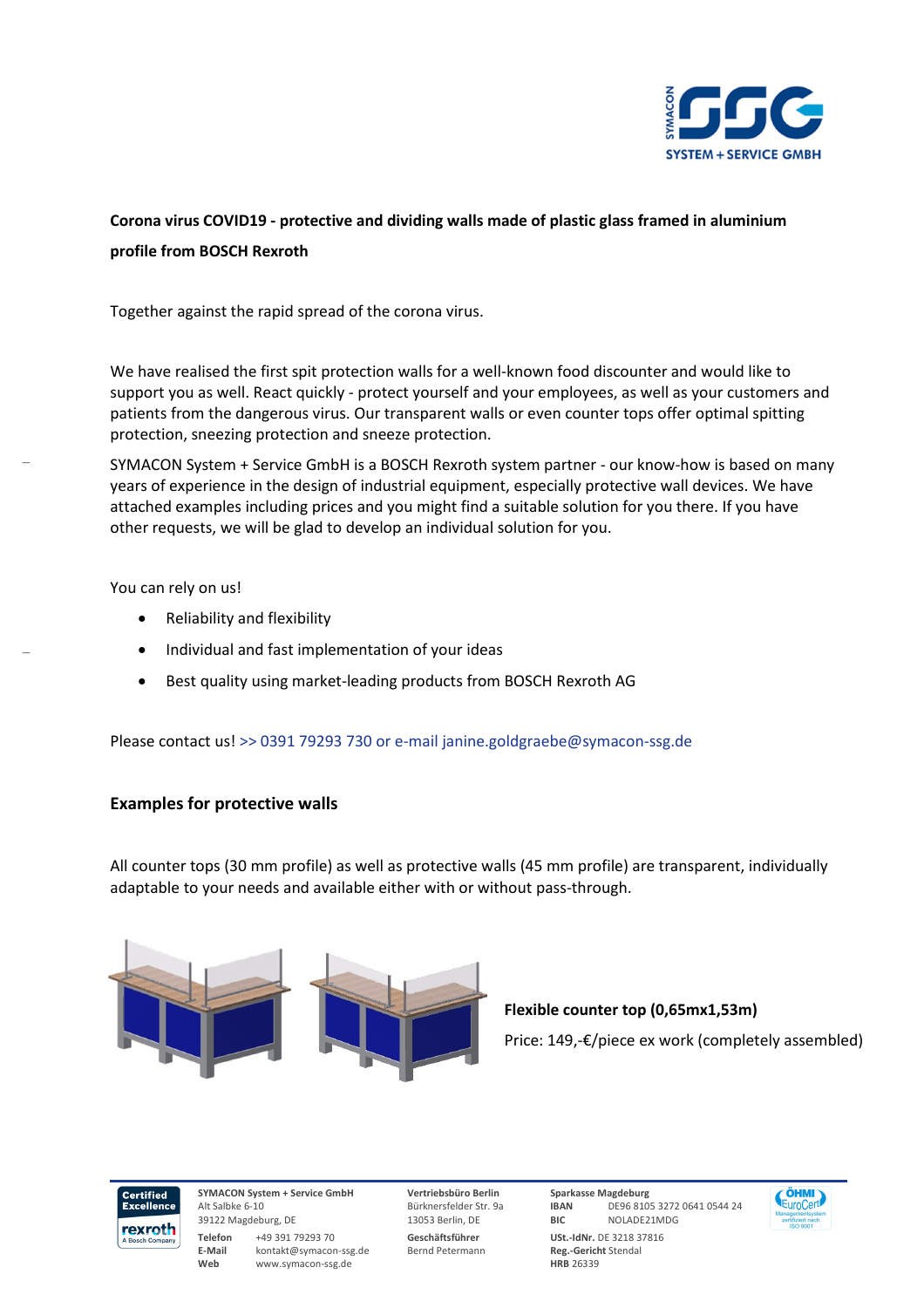**Corona virus COVID19 - protective and dividing walls made of plastic glass framed in aluminium profile from BOSCH Rexroth**

Together against the rapid spread of the corona virus.

We have realised the first spit protection walls for a well-known food discounter and would like to support you as well. React quickly - protect yourself and your employees, as well as your customers and patients from the dangerous virus. Our transparent walls or even counter tops offer optimal spitting protection, sneezing protection and sneeze protection.

SYMACON System + Service GmbH is a BOSCH Rexroth system partner - our know-how is based on many years of experience in the design of industrial equipment, especially protective wall devices. We have attached examples including prices and you might find a suitable solution for you there. If you have other requests, we will be glad to develop an individual solution for you.

You can rely on us!

- Reliability and flexibility
- Individual and fast implementation of your ideas
- Best quality using market-leading products from BOSCH Rexroth AG

Please contact us! >> 0391 79293 730 or e-mail janine.goldgraebe@symacon-ssg.de

## Examples for protective walls

All counter tops (30 mm profile) as well as protective walls (45 mm profile) are transparent, individually adaptable to your needs and available either with or without pass-through.

**Flexible counter top (0,65mx1,53m)**

Price: 149,-€/piece ex work (completely assembled)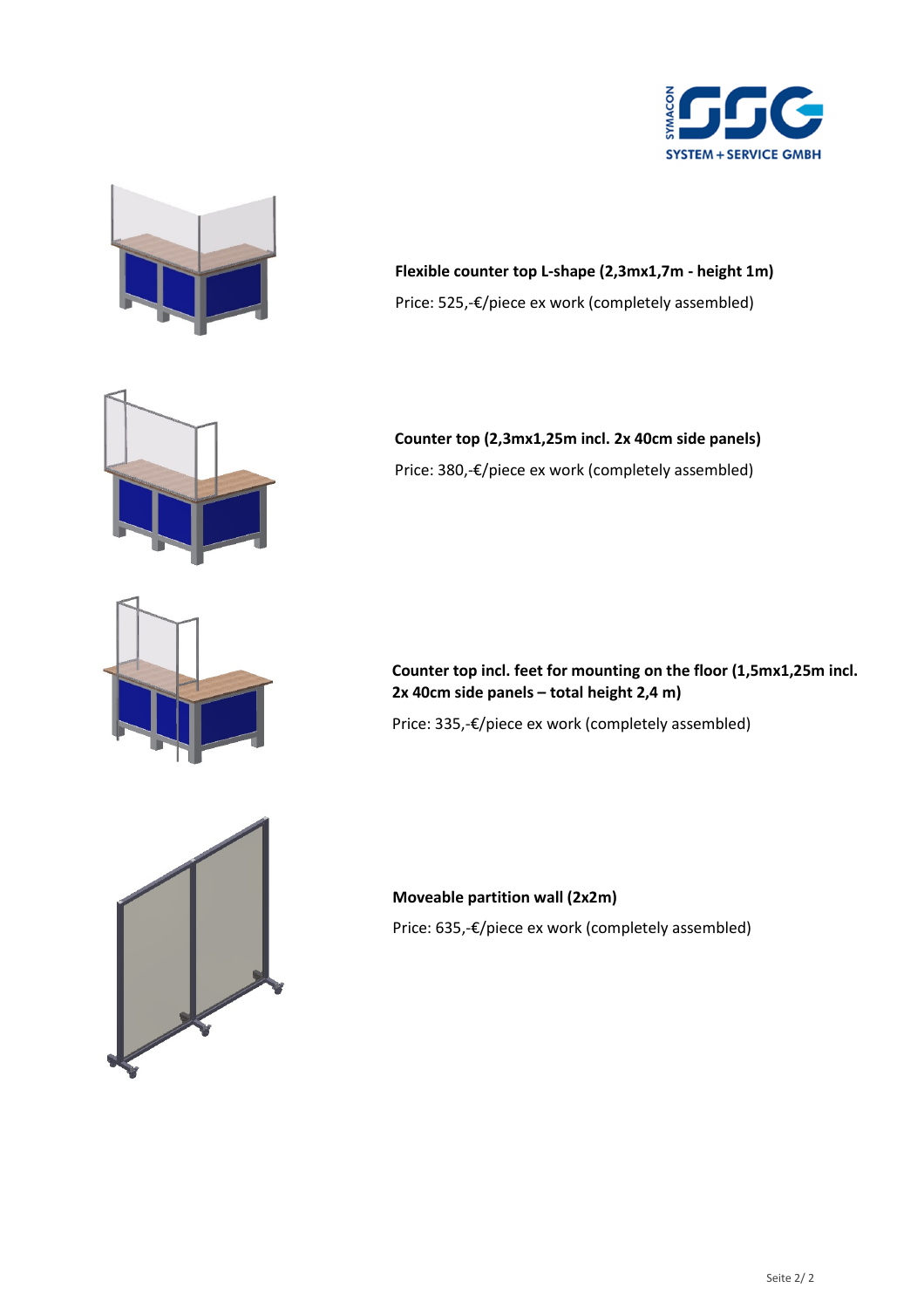**Flexible counter top L-shape (2,3mx1,7m - height 1m)**

Price: 525,-€/piece ex work (completely assembled)

**Counter top (2,3mx1,25m incl. 2x 40cm side panels)**

Price: 380,-€/piece ex work (completely assembled)

**Counter top incl. feet for mounting on the floor (1,5mx1,25m incl. 2x 40cm side panels – total height 2,4 m)**

Price: 335,-€/piece ex work (completely assembled)

**Moveable partition wall (2x2m)**

Price: 635,-€/piece ex work (completely assembled)